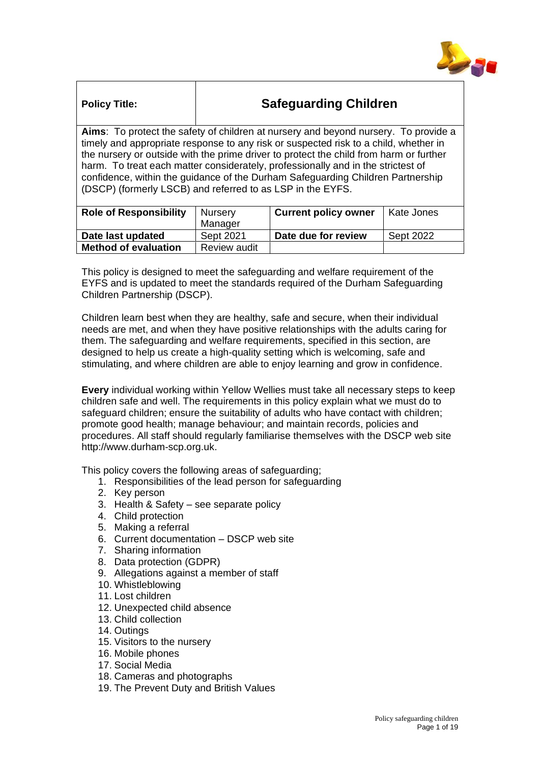| **Policy Title:** | **Safeguarding Children** | | |
|---|---|---|---|
| **Aims**: To protect the safety of children at nursery and beyond nursery. To provide a timely and appropriate response to any risk or suspected risk to a child, whether in the nursery or outside with the prime driver to protect the child from harm or further harm. To treat each matter considerately, professionally and in the strictest of confidence, within the guidance of the Durham Safeguarding Children Partnership (DSCP) (formerly LSCB) and referred to as LSP in the EYFS. | | | |
| **Role of Responsibility** | Nursery Manager | **Current policy owner** | Kate Jones |
| **Date last updated** | Sept 2021 | **Date due for review** | Sept 2022 |
| **Method of evaluation** | Review audit | | |

This policy is designed to meet the safeguarding and welfare requirement of the EYFS and is updated to meet the standards required of the Durham Safeguarding Children Partnership (DSCP).

Children learn best when they are healthy, safe and secure, when their individual needs are met, and when they have positive relationships with the adults caring for them. The safeguarding and welfare requirements, specified in this section, are designed to help us create a high-quality setting which is welcoming, safe and stimulating, and where children are able to enjoy learning and grow in confidence.

**Every** individual working within Yellow Wellies must take all necessary steps to keep children safe and well. The requirements in this policy explain what we must do to safeguard children; ensure the suitability of adults who have contact with children; promote good health; manage behaviour; and maintain records, policies and procedures. All staff should regularly familiarise themselves with the DSCP web site http://www.durham-scp.org.uk.

This policy covers the following areas of safeguarding;

1. Responsibilities of the lead person for safeguarding
2. Key person
3. Health & Safety – see separate policy
4. Child protection
5. Making a referral
6. Current documentation – DSCP web site
7. Sharing information
8. Data protection (GDPR)
9. Allegations against a member of staff
10. Whistleblowing
11. Lost children
12. Unexpected child absence
13. Child collection
14. Outings
15. Visitors to the nursery
16. Mobile phones
17. Social Media
18. Cameras and photographs
19. The Prevent Duty and British Values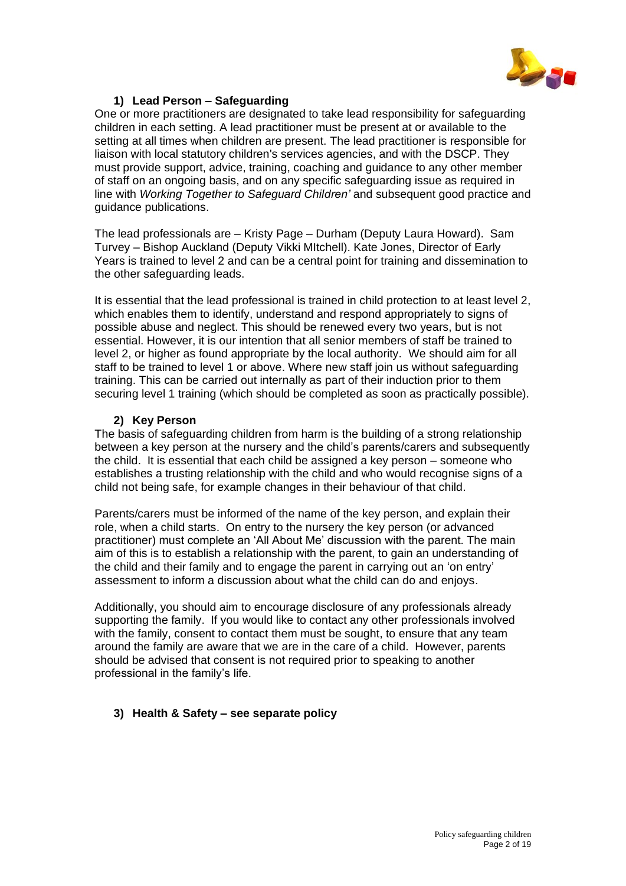## 1) Lead Person – Safeguarding

One or more practitioners are designated to take lead responsibility for safeguarding children in each setting. A lead practitioner must be present at or available to the setting at all times when children are present. The lead practitioner is responsible for liaison with local statutory children's services agencies, and with the DSCP. They must provide support, advice, training, coaching and guidance to any other member of staff on an ongoing basis, and on any specific safeguarding issue as required in line with *Working Together to Safeguard Children'* and subsequent good practice and guidance publications.

The lead professionals are – Kristy Page – Durham (Deputy Laura Howard). Sam Turvey – Bishop Auckland (Deputy Vikki MItchell). Kate Jones, Director of Early Years is trained to level 2 and can be a central point for training and dissemination to the other safeguarding leads.

It is essential that the lead professional is trained in child protection to at least level 2, which enables them to identify, understand and respond appropriately to signs of possible abuse and neglect. This should be renewed every two years, but is not essential. However, it is our intention that all senior members of staff be trained to level 2, or higher as found appropriate by the local authority. We should aim for all staff to be trained to level 1 or above. Where new staff join us without safeguarding training. This can be carried out internally as part of their induction prior to them securing level 1 training (which should be completed as soon as practically possible).

## 2) Key Person

The basis of safeguarding children from harm is the building of a strong relationship between a key person at the nursery and the child's parents/carers and subsequently the child. It is essential that each child be assigned a key person – someone who establishes a trusting relationship with the child and who would recognise signs of a child not being safe, for example changes in their behaviour of that child.

Parents/carers must be informed of the name of the key person, and explain their role, when a child starts. On entry to the nursery the key person (or advanced practitioner) must complete an 'All About Me' discussion with the parent. The main aim of this is to establish a relationship with the parent, to gain an understanding of the child and their family and to engage the parent in carrying out an 'on entry' assessment to inform a discussion about what the child can do and enjoys.

Additionally, you should aim to encourage disclosure of any professionals already supporting the family. If you would like to contact any other professionals involved with the family, consent to contact them must be sought, to ensure that any team around the family are aware that we are in the care of a child. However, parents should be advised that consent is not required prior to speaking to another professional in the family's life.

## 3) Health & Safety – see separate policy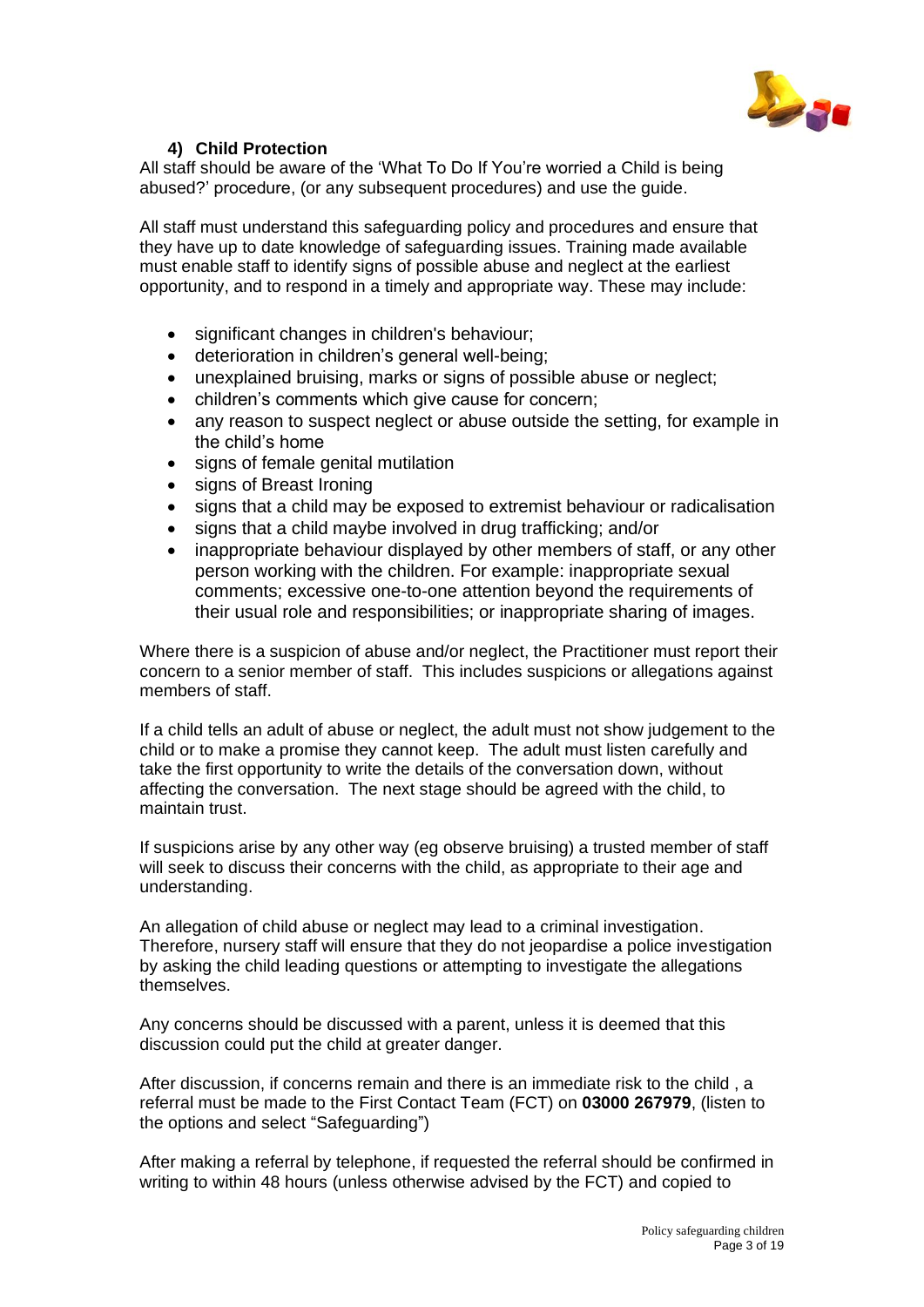### 4) Child Protection

All staff should be aware of the 'What To Do If You're worried a Child is being abused?' procedure, (or any subsequent procedures) and use the guide.

All staff must understand this safeguarding policy and procedures and ensure that they have up to date knowledge of safeguarding issues. Training made available must enable staff to identify signs of possible abuse and neglect at the earliest opportunity, and to respond in a timely and appropriate way. These may include:

- significant changes in children's behaviour;
- deterioration in children's general well-being;
- unexplained bruising, marks or signs of possible abuse or neglect;
- children's comments which give cause for concern;
- any reason to suspect neglect or abuse outside the setting, for example in the child's home
- signs of female genital mutilation
- signs of Breast Ironing
- signs that a child may be exposed to extremist behaviour or radicalisation
- signs that a child maybe involved in drug trafficking; and/or
- inappropriate behaviour displayed by other members of staff, or any other person working with the children. For example: inappropriate sexual comments; excessive one-to-one attention beyond the requirements of their usual role and responsibilities; or inappropriate sharing of images.

Where there is a suspicion of abuse and/or neglect, the Practitioner must report their concern to a senior member of staff. This includes suspicions or allegations against members of staff.

If a child tells an adult of abuse or neglect, the adult must not show judgement to the child or to make a promise they cannot keep. The adult must listen carefully and take the first opportunity to write the details of the conversation down, without affecting the conversation. The next stage should be agreed with the child, to maintain trust.

If suspicions arise by any other way (eg observe bruising) a trusted member of staff will seek to discuss their concerns with the child, as appropriate to their age and understanding.

An allegation of child abuse or neglect may lead to a criminal investigation. Therefore, nursery staff will ensure that they do not jeopardise a police investigation by asking the child leading questions or attempting to investigate the allegations themselves.

Any concerns should be discussed with a parent, unless it is deemed that this discussion could put the child at greater danger.

After discussion, if concerns remain and there is an immediate risk to the child , a referral must be made to the First Contact Team (FCT) on **03000 267979**, (listen to the options and select "Safeguarding")

After making a referral by telephone, if requested the referral should be confirmed in writing to within 48 hours (unless otherwise advised by the FCT) and copied to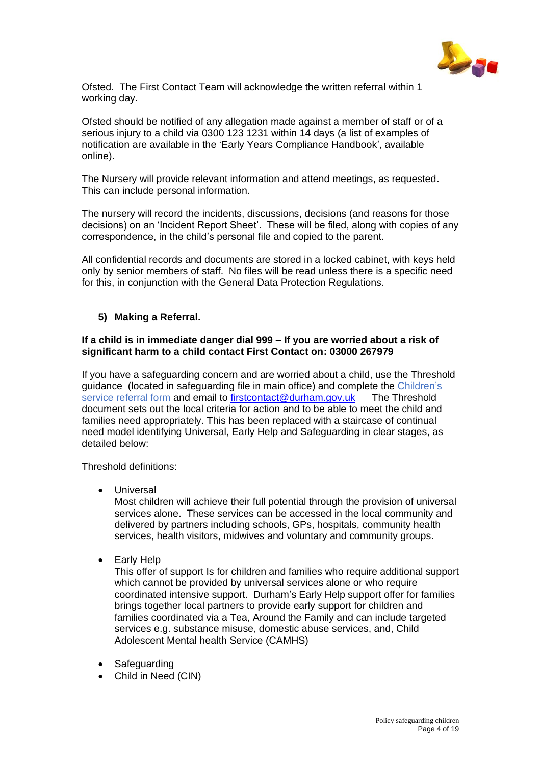Ofsted. The First Contact Team will acknowledge the written referral within 1 working day.

Ofsted should be notified of any allegation made against a member of staff or of a serious injury to a child via 0300 123 1231 within 14 days (a list of examples of notification are available in the 'Early Years Compliance Handbook', available online).

The Nursery will provide relevant information and attend meetings, as requested. This can include personal information.

The nursery will record the incidents, discussions, decisions (and reasons for those decisions) on an 'Incident Report Sheet'. These will be filed, along with copies of any correspondence, in the child's personal file and copied to the parent.

All confidential records and documents are stored in a locked cabinet, with keys held only by senior members of staff. No files will be read unless there is a specific need for this, in conjunction with the General Data Protection Regulations.

### 5) Making a Referral.

**If a child is in immediate danger dial 999 – If you are worried about a risk of significant harm to a child contact First Contact on: 03000 267979**

If you have a safeguarding concern and are worried about a child, use the Threshold guidance (located in safeguarding file in main office) and complete the Children's service referral form and email to firstcontact@durham.gov.uk The Threshold document sets out the local criteria for action and to be able to meet the child and families need appropriately. This has been replaced with a staircase of continual need model identifying Universal, Early Help and Safeguarding in clear stages, as detailed below:

Threshold definitions:

- Universal
  Most children will achieve their full potential through the provision of universal services alone. These services can be accessed in the local community and delivered by partners including schools, GPs, hospitals, community health services, health visitors, midwives and voluntary and community groups.

- Early Help
  This offer of support Is for children and families who require additional support which cannot be provided by universal services alone or who require coordinated intensive support. Durham's Early Help support offer for families brings together local partners to provide early support for children and families coordinated via a Tea, Around the Family and can include targeted services e.g. substance misuse, domestic abuse services, and, Child Adolescent Mental health Service (CAMHS)

- Safeguarding
- Child in Need (CIN)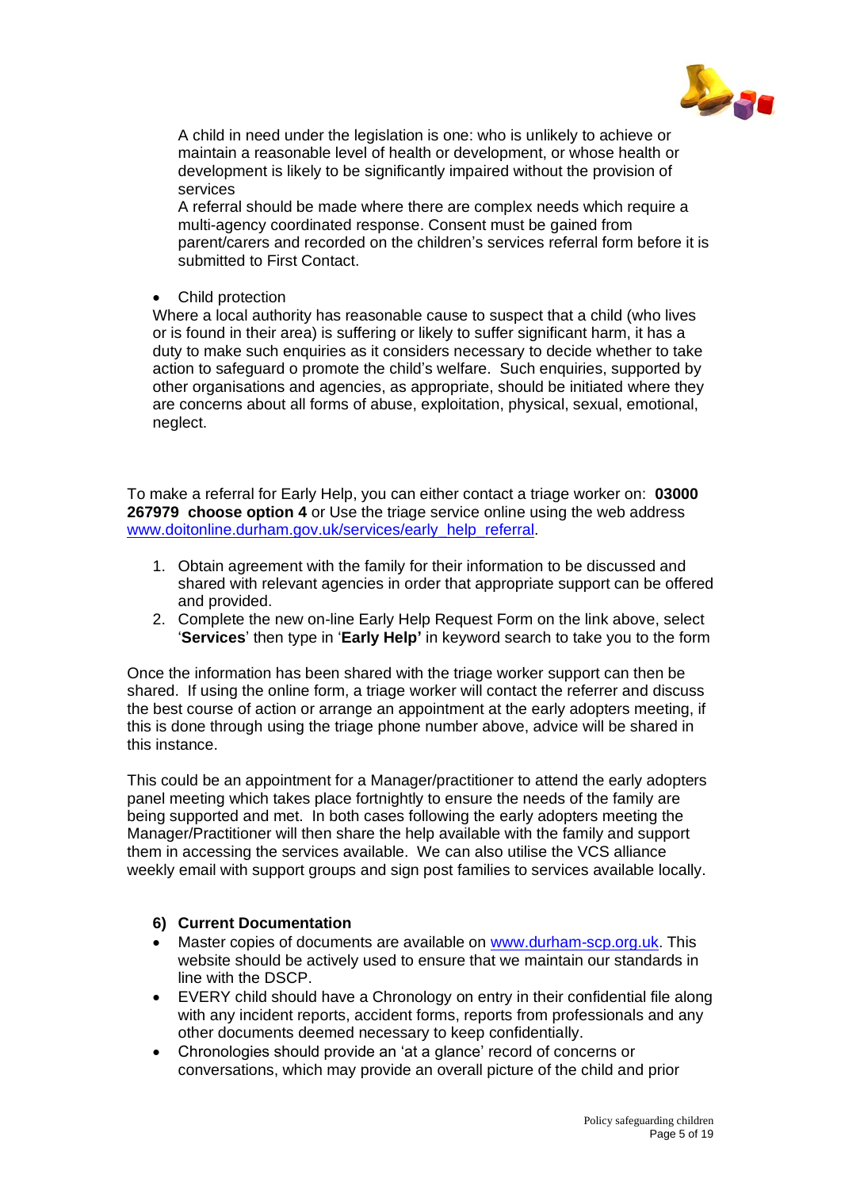A child in need under the legislation is one: who is unlikely to achieve or maintain a reasonable level of health or development, or whose health or development is likely to be significantly impaired without the provision of services
A referral should be made where there are complex needs which require a multi-agency coordinated response. Consent must be gained from parent/carers and recorded on the children's services referral form before it is submitted to First Contact.

- Child protection

Where a local authority has reasonable cause to suspect that a child (who lives or is found in their area) is suffering or likely to suffer significant harm, it has a duty to make such enquiries as it considers necessary to decide whether to take action to safeguard o promote the child's welfare. Such enquiries, supported by other organisations and agencies, as appropriate, should be initiated where they are concerns about all forms of abuse, exploitation, physical, sexual, emotional, neglect.

To make a referral for Early Help, you can either contact a triage worker on: **03000 267979 choose option 4** or Use the triage service online using the web address www.doitonline.durham.gov.uk/services/early_help_referral.

1. Obtain agreement with the family for their information to be discussed and shared with relevant agencies in order that appropriate support can be offered and provided.
2. Complete the new on-line Early Help Request Form on the link above, select '**Services**' then type in '**Early Help'** in keyword search to take you to the form

Once the information has been shared with the triage worker support can then be shared. If using the online form, a triage worker will contact the referrer and discuss the best course of action or arrange an appointment at the early adopters meeting, if this is done through using the triage phone number above, advice will be shared in this instance.

This could be an appointment for a Manager/practitioner to attend the early adopters panel meeting which takes place fortnightly to ensure the needs of the family are being supported and met. In both cases following the early adopters meeting the Manager/Practitioner will then share the help available with the family and support them in accessing the services available. We can also utilise the VCS alliance weekly email with support groups and sign post families to services available locally.

### 6) Current Documentation

- Master copies of documents are available on www.durham-scp.org.uk. This website should be actively used to ensure that we maintain our standards in line with the DSCP.
- EVERY child should have a Chronology on entry in their confidential file along with any incident reports, accident forms, reports from professionals and any other documents deemed necessary to keep confidentially.
- Chronologies should provide an 'at a glance' record of concerns or conversations, which may provide an overall picture of the child and prior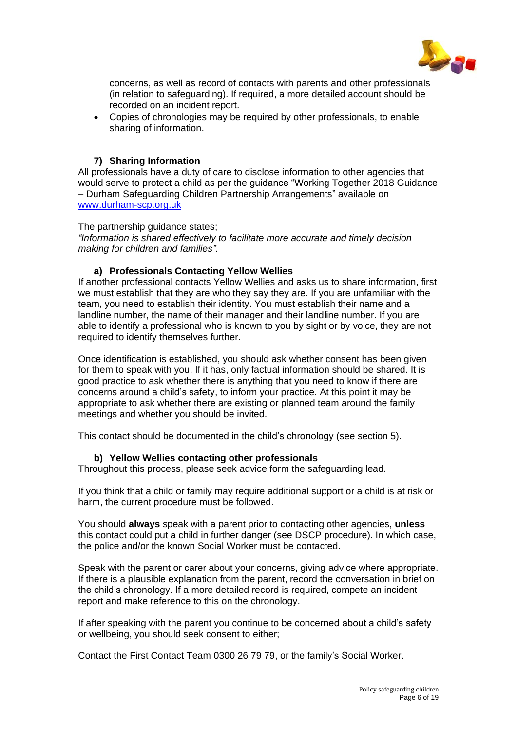concerns, as well as record of contacts with parents and other professionals (in relation to safeguarding). If required, a more detailed account should be recorded on an incident report.

- Copies of chronologies may be required by other professionals, to enable sharing of information.

### 7) Sharing Information

All professionals have a duty of care to disclose information to other agencies that would serve to protect a child as per the guidance "Working Together 2018 Guidance – Durham Safeguarding Children Partnership Arrangements" available on [www.durham-scp.org.uk](http://www.durham-scp.org.uk)

The partnership guidance states;
*"Information is shared effectively to facilitate more accurate and timely decision making for children and families".*

#### a) Professionals Contacting Yellow Wellies

If another professional contacts Yellow Wellies and asks us to share information, first we must establish that they are who they say they are. If you are unfamiliar with the team, you need to establish their identity. You must establish their name and a landline number, the name of their manager and their landline number. If you are able to identify a professional who is known to you by sight or by voice, they are not required to identify themselves further.

Once identification is established, you should ask whether consent has been given for them to speak with you. If it has, only factual information should be shared. It is good practice to ask whether there is anything that you need to know if there are concerns around a child's safety, to inform your practice. At this point it may be appropriate to ask whether there are existing or planned team around the family meetings and whether you should be invited.

This contact should be documented in the child's chronology (see section 5).

#### b) Yellow Wellies contacting other professionals

Throughout this process, please seek advice form the safeguarding lead.

If you think that a child or family may require additional support or a child is at risk or harm, the current procedure must be followed.

You should **always** speak with a parent prior to contacting other agencies, **unless** this contact could put a child in further danger (see DSCP procedure). In which case, the police and/or the known Social Worker must be contacted.

Speak with the parent or carer about your concerns, giving advice where appropriate. If there is a plausible explanation from the parent, record the conversation in brief on the child's chronology. If a more detailed record is required, compete an incident report and make reference to this on the chronology.

If after speaking with the parent you continue to be concerned about a child's safety or wellbeing, you should seek consent to either;

Contact the First Contact Team 0300 26 79 79, or the family's Social Worker.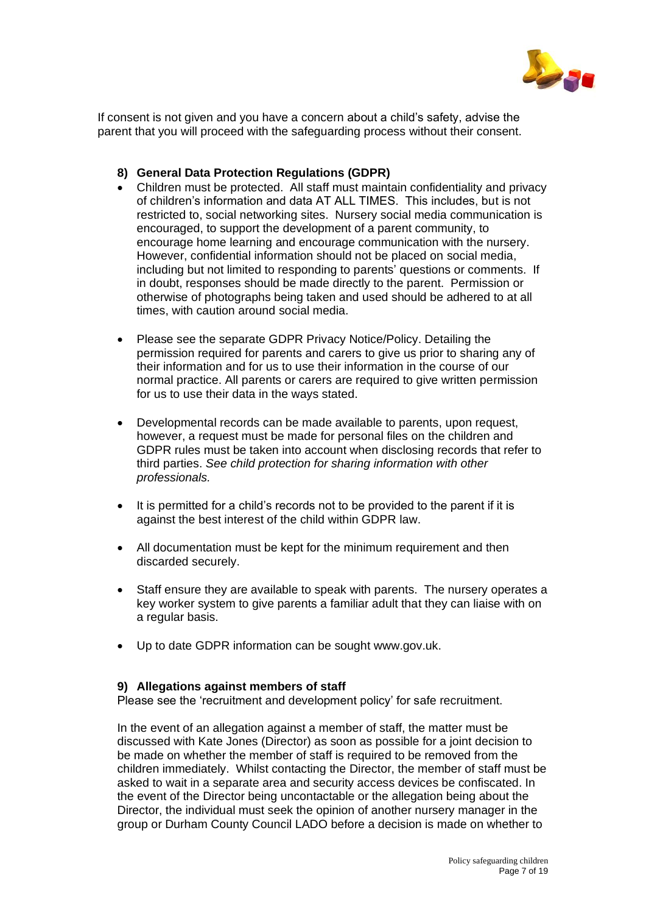If consent is not given and you have a concern about a child's safety, advise the parent that you will proceed with the safeguarding process without their consent.

### 8) General Data Protection Regulations (GDPR)

- Children must be protected. All staff must maintain confidentiality and privacy of children's information and data AT ALL TIMES. This includes, but is not restricted to, social networking sites. Nursery social media communication is encouraged, to support the development of a parent community, to encourage home learning and encourage communication with the nursery. However, confidential information should not be placed on social media, including but not limited to responding to parents' questions or comments. If in doubt, responses should be made directly to the parent. Permission or otherwise of photographs being taken and used should be adhered to at all times, with caution around social media.

- Please see the separate GDPR Privacy Notice/Policy. Detailing the permission required for parents and carers to give us prior to sharing any of their information and for us to use their information in the course of our normal practice. All parents or carers are required to give written permission for us to use their data in the ways stated.

- Developmental records can be made available to parents, upon request, however, a request must be made for personal files on the children and GDPR rules must be taken into account when disclosing records that refer to third parties. *See child protection for sharing information with other professionals.*

- It is permitted for a child's records not to be provided to the parent if it is against the best interest of the child within GDPR law.

- All documentation must be kept for the minimum requirement and then discarded securely.

- Staff ensure they are available to speak with parents. The nursery operates a key worker system to give parents a familiar adult that they can liaise with on a regular basis.

- Up to date GDPR information can be sought www.gov.uk.

### 9) Allegations against members of staff

Please see the 'recruitment and development policy' for safe recruitment.

In the event of an allegation against a member of staff, the matter must be discussed with Kate Jones (Director) as soon as possible for a joint decision to be made on whether the member of staff is required to be removed from the children immediately. Whilst contacting the Director, the member of staff must be asked to wait in a separate area and security access devices be confiscated. In the event of the Director being uncontactable or the allegation being about the Director, the individual must seek the opinion of another nursery manager in the group or Durham County Council LADO before a decision is made on whether to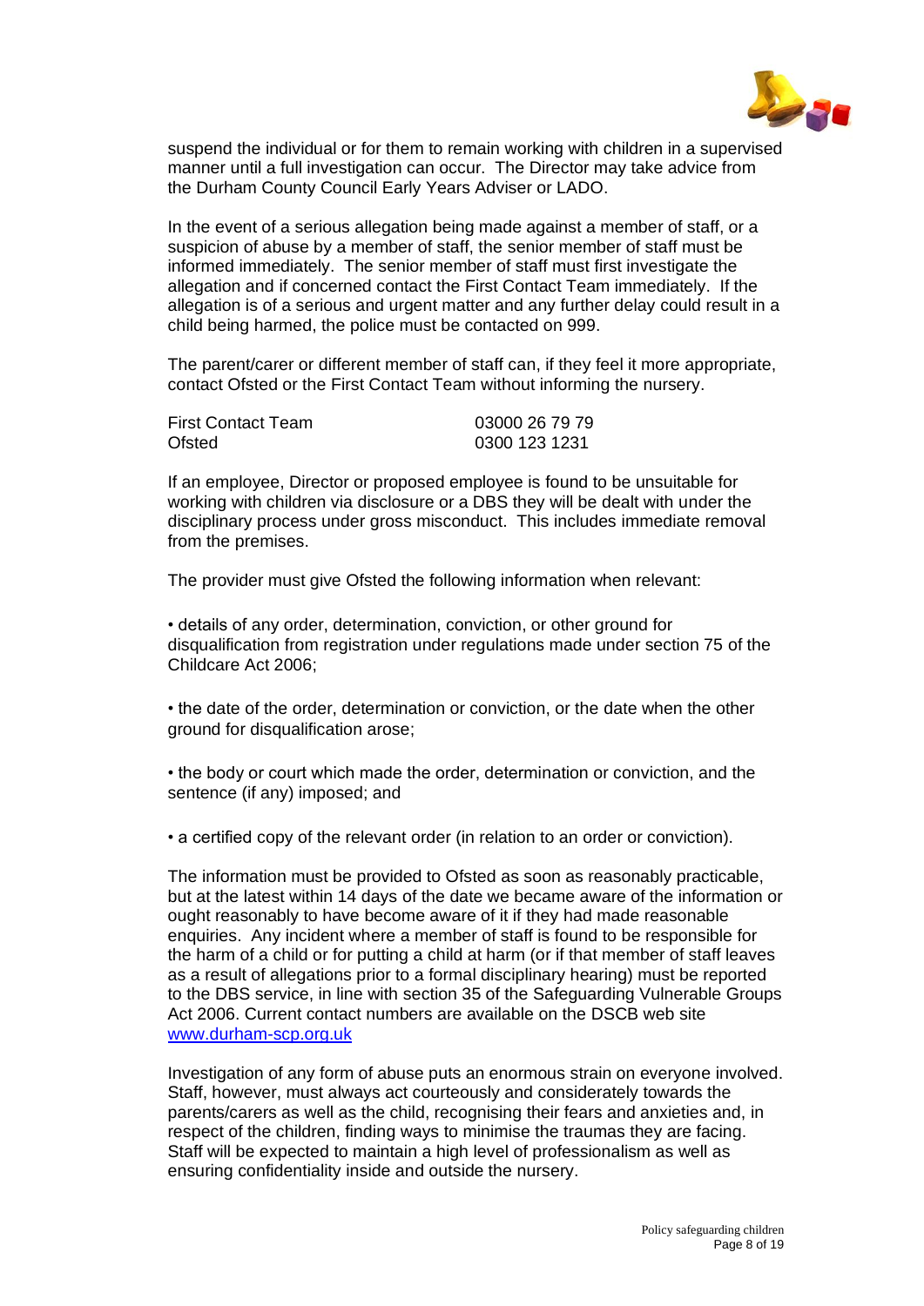suspend the individual or for them to remain working with children in a supervised manner until a full investigation can occur. The Director may take advice from the Durham County Council Early Years Adviser or LADO.

In the event of a serious allegation being made against a member of staff, or a suspicion of abuse by a member of staff, the senior member of staff must be informed immediately. The senior member of staff must first investigate the allegation and if concerned contact the First Contact Team immediately. If the allegation is of a serious and urgent matter and any further delay could result in a child being harmed, the police must be contacted on 999.

The parent/carer or different member of staff can, if they feel it more appropriate, contact Ofsted or the First Contact Team without informing the nursery.

| | |
|---|---|
| First Contact Team | 03000 26 79 79 |
| Ofsted | 0300 123 1231 |

If an employee, Director or proposed employee is found to be unsuitable for working with children via disclosure or a DBS they will be dealt with under the disciplinary process under gross misconduct. This includes immediate removal from the premises.

The provider must give Ofsted the following information when relevant:

• details of any order, determination, conviction, or other ground for disqualification from registration under regulations made under section 75 of the Childcare Act 2006;

• the date of the order, determination or conviction, or the date when the other ground for disqualification arose;

• the body or court which made the order, determination or conviction, and the sentence (if any) imposed; and

• a certified copy of the relevant order (in relation to an order or conviction).

The information must be provided to Ofsted as soon as reasonably practicable, but at the latest within 14 days of the date we became aware of the information or ought reasonably to have become aware of it if they had made reasonable enquiries. Any incident where a member of staff is found to be responsible for the harm of a child or for putting a child at harm (or if that member of staff leaves as a result of allegations prior to a formal disciplinary hearing) must be reported to the DBS service, in line with section 35 of the Safeguarding Vulnerable Groups Act 2006. Current contact numbers are available on the DSCB web site www.durham-scp.org.uk

Investigation of any form of abuse puts an enormous strain on everyone involved. Staff, however, must always act courteously and considerately towards the parents/carers as well as the child, recognising their fears and anxieties and, in respect of the children, finding ways to minimise the traumas they are facing. Staff will be expected to maintain a high level of professionalism as well as ensuring confidentiality inside and outside the nursery.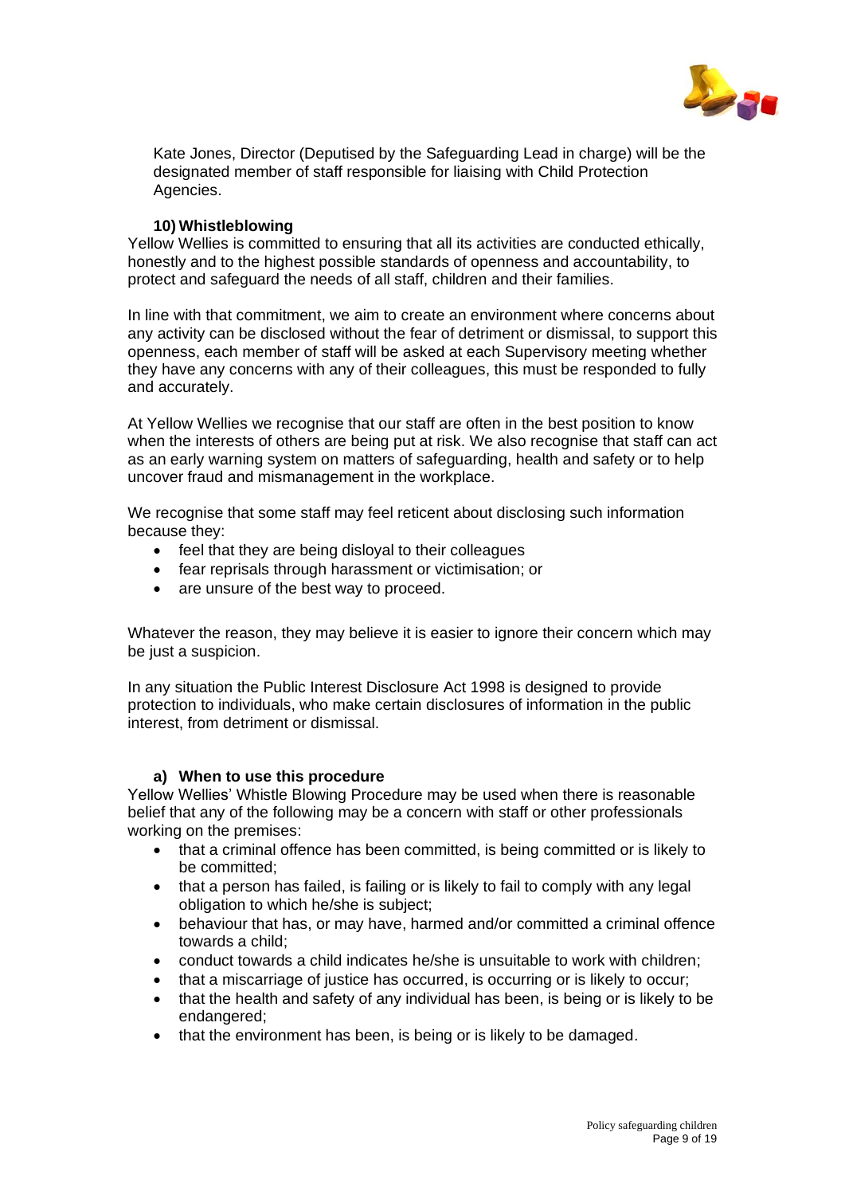Kate Jones, Director (Deputised by the Safeguarding Lead in charge) will be the designated member of staff responsible for liaising with Child Protection Agencies.

### 10) Whistleblowing

Yellow Wellies is committed to ensuring that all its activities are conducted ethically, honestly and to the highest possible standards of openness and accountability, to protect and safeguard the needs of all staff, children and their families.

In line with that commitment, we aim to create an environment where concerns about any activity can be disclosed without the fear of detriment or dismissal, to support this openness, each member of staff will be asked at each Supervisory meeting whether they have any concerns with any of their colleagues, this must be responded to fully and accurately.

At Yellow Wellies we recognise that our staff are often in the best position to know when the interests of others are being put at risk. We also recognise that staff can act as an early warning system on matters of safeguarding, health and safety or to help uncover fraud and mismanagement in the workplace.

We recognise that some staff may feel reticent about disclosing such information because they:

- feel that they are being disloyal to their colleagues
- fear reprisals through harassment or victimisation; or
- are unsure of the best way to proceed.

Whatever the reason, they may believe it is easier to ignore their concern which may be just a suspicion.

In any situation the Public Interest Disclosure Act 1998 is designed to provide protection to individuals, who make certain disclosures of information in the public interest, from detriment or dismissal.

#### a) When to use this procedure

Yellow Wellies' Whistle Blowing Procedure may be used when there is reasonable belief that any of the following may be a concern with staff or other professionals working on the premises:

- that a criminal offence has been committed, is being committed or is likely to be committed;
- that a person has failed, is failing or is likely to fail to comply with any legal obligation to which he/she is subject;
- behaviour that has, or may have, harmed and/or committed a criminal offence towards a child;
- conduct towards a child indicates he/she is unsuitable to work with children;
- that a miscarriage of justice has occurred, is occurring or is likely to occur;
- that the health and safety of any individual has been, is being or is likely to be endangered;
- that the environment has been, is being or is likely to be damaged.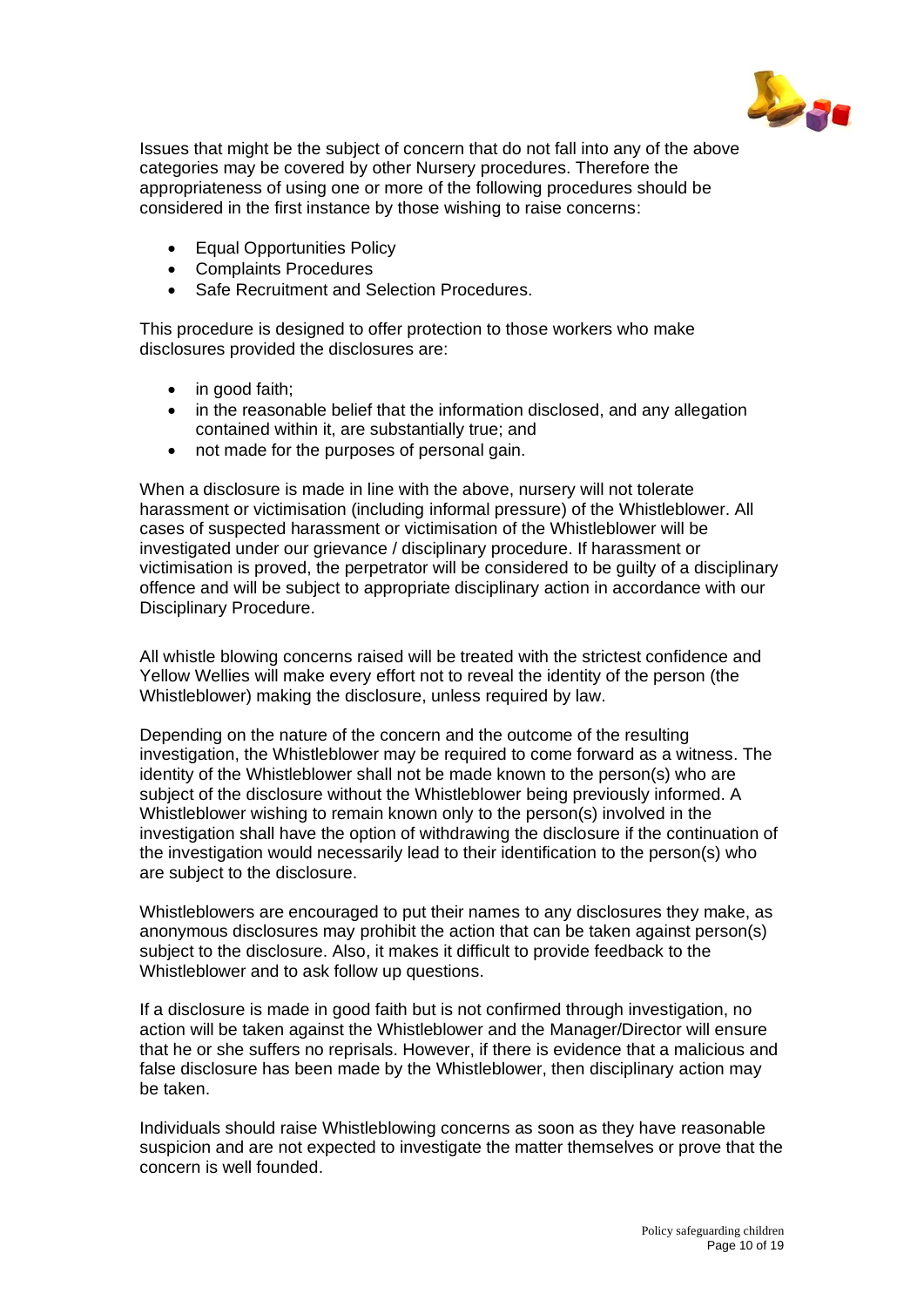Issues that might be the subject of concern that do not fall into any of the above categories may be covered by other Nursery procedures. Therefore the appropriateness of using one or more of the following procedures should be considered in the first instance by those wishing to raise concerns:

- Equal Opportunities Policy
- Complaints Procedures
- Safe Recruitment and Selection Procedures.

This procedure is designed to offer protection to those workers who make disclosures provided the disclosures are:

- in good faith;
- in the reasonable belief that the information disclosed, and any allegation contained within it, are substantially true; and
- not made for the purposes of personal gain.

When a disclosure is made in line with the above, nursery will not tolerate harassment or victimisation (including informal pressure) of the Whistleblower. All cases of suspected harassment or victimisation of the Whistleblower will be investigated under our grievance / disciplinary procedure. If harassment or victimisation is proved, the perpetrator will be considered to be guilty of a disciplinary offence and will be subject to appropriate disciplinary action in accordance with our Disciplinary Procedure.

All whistle blowing concerns raised will be treated with the strictest confidence and Yellow Wellies will make every effort not to reveal the identity of the person (the Whistleblower) making the disclosure, unless required by law.

Depending on the nature of the concern and the outcome of the resulting investigation, the Whistleblower may be required to come forward as a witness. The identity of the Whistleblower shall not be made known to the person(s) who are subject of the disclosure without the Whistleblower being previously informed. A Whistleblower wishing to remain known only to the person(s) involved in the investigation shall have the option of withdrawing the disclosure if the continuation of the investigation would necessarily lead to their identification to the person(s) who are subject to the disclosure.

Whistleblowers are encouraged to put their names to any disclosures they make, as anonymous disclosures may prohibit the action that can be taken against person(s) subject to the disclosure. Also, it makes it difficult to provide feedback to the Whistleblower and to ask follow up questions.

If a disclosure is made in good faith but is not confirmed through investigation, no action will be taken against the Whistleblower and the Manager/Director will ensure that he or she suffers no reprisals. However, if there is evidence that a malicious and false disclosure has been made by the Whistleblower, then disciplinary action may be taken.

Individuals should raise Whistleblowing concerns as soon as they have reasonable suspicion and are not expected to investigate the matter themselves or prove that the concern is well founded.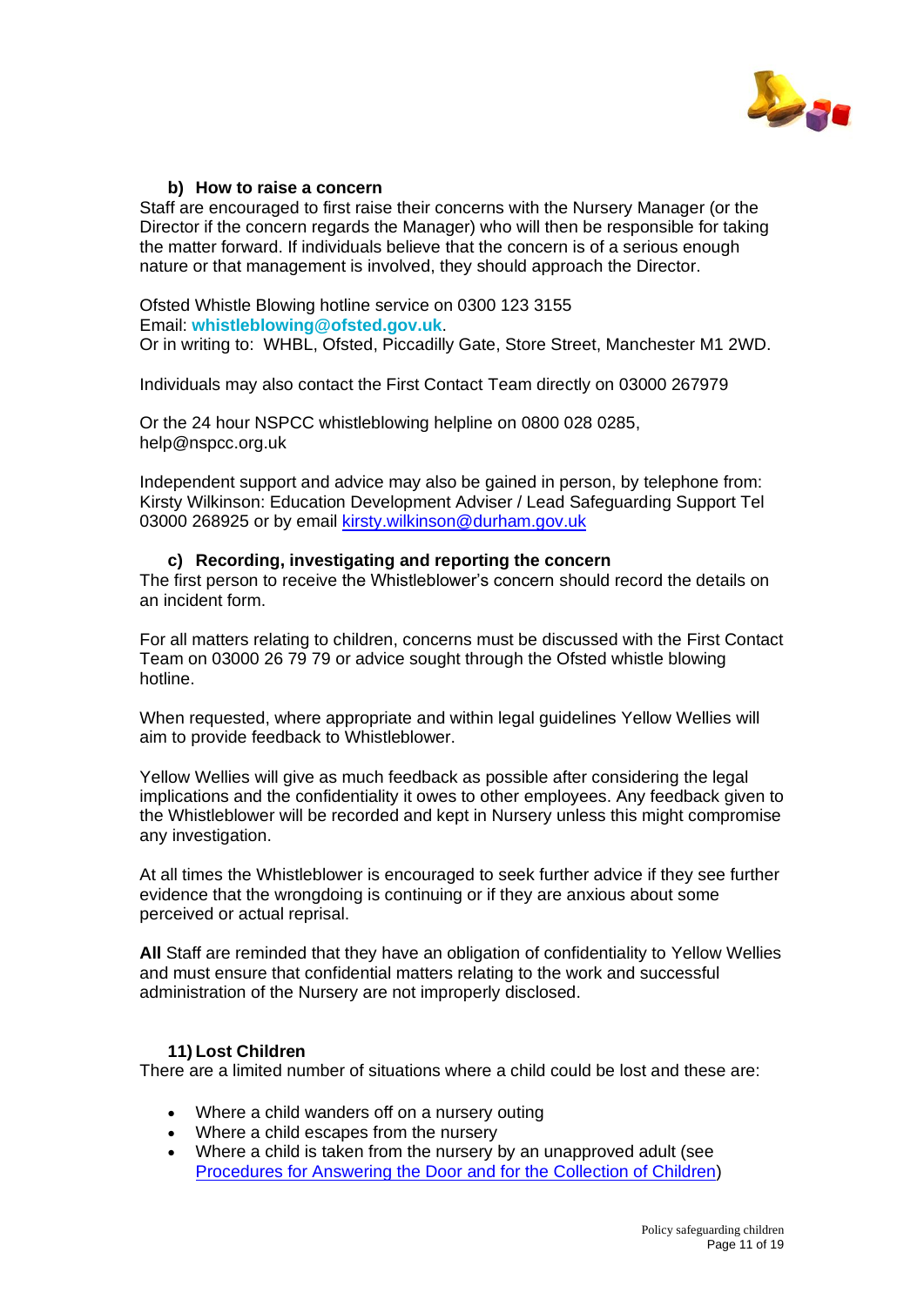### b) How to raise a concern

Staff are encouraged to first raise their concerns with the Nursery Manager (or the Director if the concern regards the Manager) who will then be responsible for taking the matter forward. If individuals believe that the concern is of a serious enough nature or that management is involved, they should approach the Director.

Ofsted Whistle Blowing hotline service on 0300 123 3155
Email: **whistleblowing@ofsted.gov.uk**.
Or in writing to: WHBL, Ofsted, Piccadilly Gate, Store Street, Manchester M1 2WD.

Individuals may also contact the First Contact Team directly on 03000 267979

Or the 24 hour NSPCC whistleblowing helpline on 0800 028 0285, help@nspcc.org.uk

Independent support and advice may also be gained in person, by telephone from: Kirsty Wilkinson: Education Development Adviser / Lead Safeguarding Support Tel 03000 268925 or by email kirsty.wilkinson@durham.gov.uk

### c) Recording, investigating and reporting the concern

The first person to receive the Whistleblower's concern should record the details on an incident form.

For all matters relating to children, concerns must be discussed with the First Contact Team on 03000 26 79 79 or advice sought through the Ofsted whistle blowing hotline.

When requested, where appropriate and within legal guidelines Yellow Wellies will aim to provide feedback to Whistleblower.

Yellow Wellies will give as much feedback as possible after considering the legal implications and the confidentiality it owes to other employees. Any feedback given to the Whistleblower will be recorded and kept in Nursery unless this might compromise any investigation.

At all times the Whistleblower is encouraged to seek further advice if they see further evidence that the wrongdoing is continuing or if they are anxious about some perceived or actual reprisal.

**All** Staff are reminded that they have an obligation of confidentiality to Yellow Wellies and must ensure that confidential matters relating to the work and successful administration of the Nursery are not improperly disclosed.

## 11) Lost Children

There are a limited number of situations where a child could be lost and these are:

- Where a child wanders off on a nursery outing
- Where a child escapes from the nursery
- Where a child is taken from the nursery by an unapproved adult (see Procedures for Answering the Door and for the Collection of Children)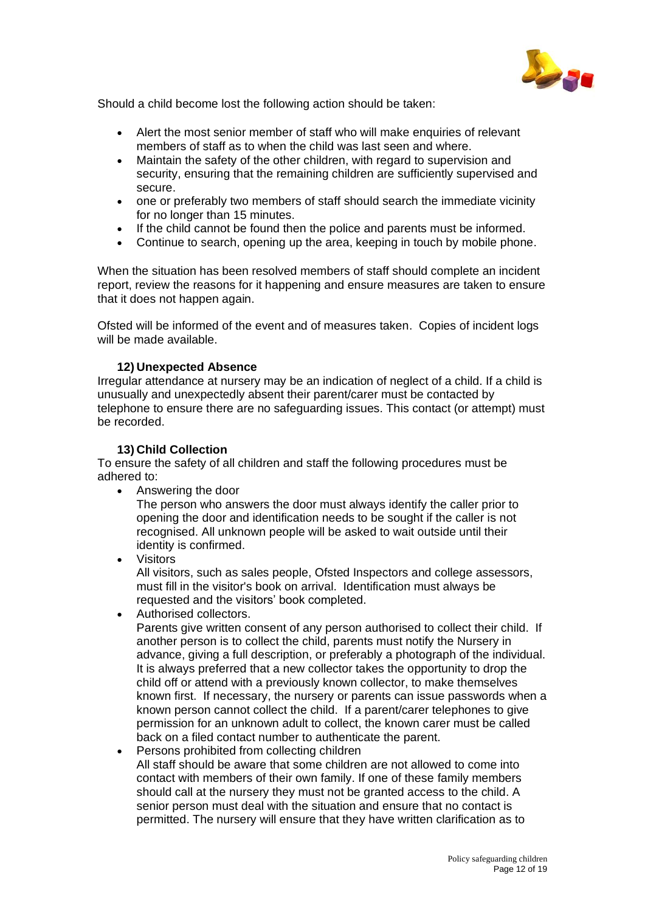Should a child become lost the following action should be taken:

- Alert the most senior member of staff who will make enquiries of relevant members of staff as to when the child was last seen and where.
- Maintain the safety of the other children, with regard to supervision and security, ensuring that the remaining children are sufficiently supervised and secure.
- one or preferably two members of staff should search the immediate vicinity for no longer than 15 minutes.
- If the child cannot be found then the police and parents must be informed.
- Continue to search, opening up the area, keeping in touch by mobile phone.

When the situation has been resolved members of staff should complete an incident report, review the reasons for it happening and ensure measures are taken to ensure that it does not happen again.

Ofsted will be informed of the event and of measures taken. Copies of incident logs will be made available.

### 12) Unexpected Absence

Irregular attendance at nursery may be an indication of neglect of a child. If a child is unusually and unexpectedly absent their parent/carer must be contacted by telephone to ensure there are no safeguarding issues. This contact (or attempt) must be recorded.

### 13) Child Collection

To ensure the safety of all children and staff the following procedures must be adhered to:

- Answering the door
  The person who answers the door must always identify the caller prior to opening the door and identification needs to be sought if the caller is not recognised. All unknown people will be asked to wait outside until their identity is confirmed.
- Visitors
  All visitors, such as sales people, Ofsted Inspectors and college assessors, must fill in the visitor's book on arrival. Identification must always be requested and the visitors' book completed.
- Authorised collectors.
  Parents give written consent of any person authorised to collect their child. If another person is to collect the child, parents must notify the Nursery in advance, giving a full description, or preferably a photograph of the individual. It is always preferred that a new collector takes the opportunity to drop the child off or attend with a previously known collector, to make themselves known first. If necessary, the nursery or parents can issue passwords when a known person cannot collect the child. If a parent/carer telephones to give permission for an unknown adult to collect, the known carer must be called back on a filed contact number to authenticate the parent.
- Persons prohibited from collecting children
  All staff should be aware that some children are not allowed to come into contact with members of their own family. If one of these family members should call at the nursery they must not be granted access to the child. A senior person must deal with the situation and ensure that no contact is permitted. The nursery will ensure that they have written clarification as to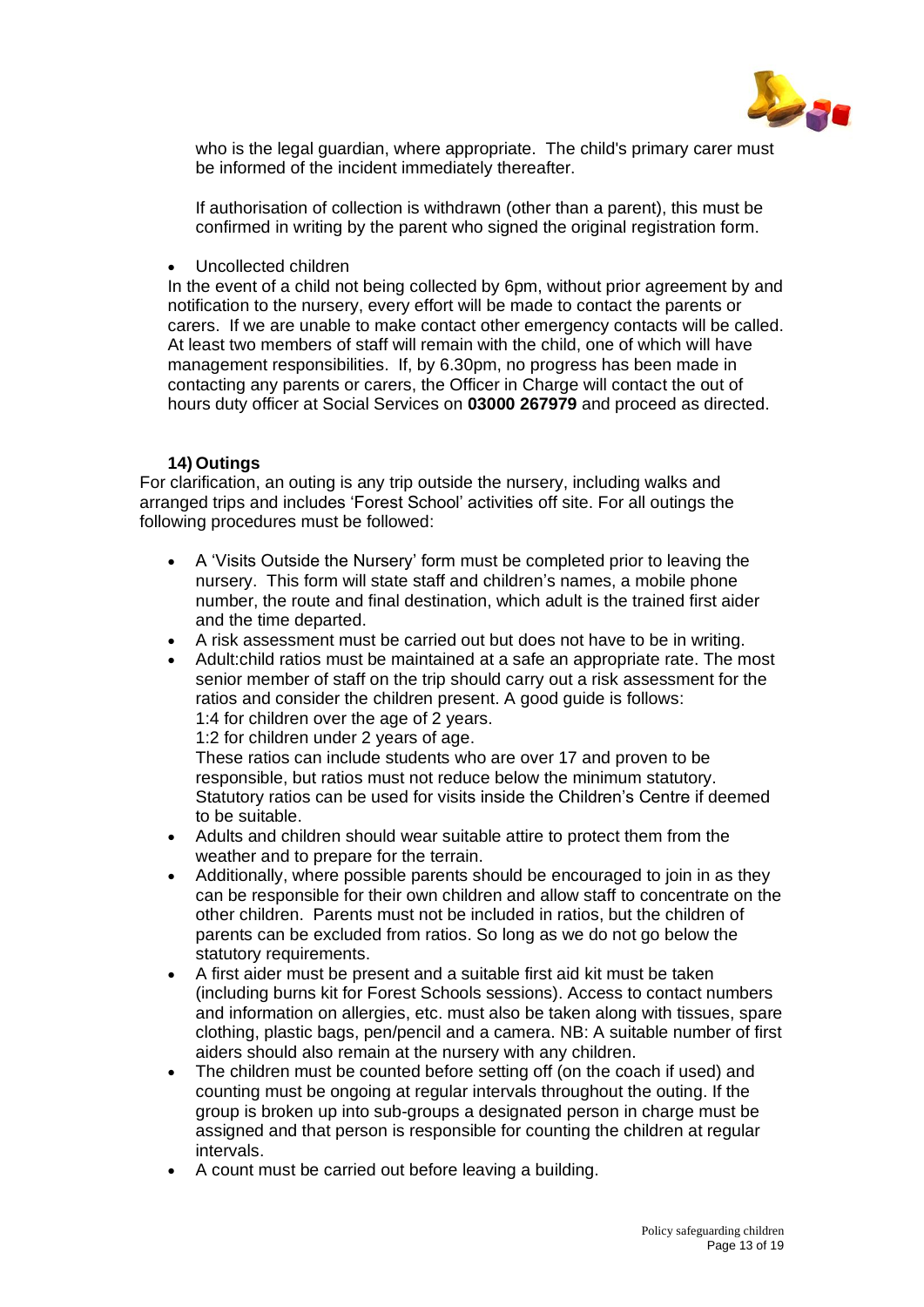who is the legal guardian, where appropriate. The child's primary carer must be informed of the incident immediately thereafter.

If authorisation of collection is withdrawn (other than a parent), this must be confirmed in writing by the parent who signed the original registration form.

- Uncollected children

In the event of a child not being collected by 6pm, without prior agreement by and notification to the nursery, every effort will be made to contact the parents or carers. If we are unable to make contact other emergency contacts will be called. At least two members of staff will remain with the child, one of which will have management responsibilities. If, by 6.30pm, no progress has been made in contacting any parents or carers, the Officer in Charge will contact the out of hours duty officer at Social Services on **03000 267979** and proceed as directed.

### 14) Outings

For clarification, an outing is any trip outside the nursery, including walks and arranged trips and includes 'Forest School' activities off site. For all outings the following procedures must be followed:

- A 'Visits Outside the Nursery' form must be completed prior to leaving the nursery. This form will state staff and children's names, a mobile phone number, the route and final destination, which adult is the trained first aider and the time departed.
- A risk assessment must be carried out but does not have to be in writing.
- Adult:child ratios must be maintained at a safe an appropriate rate. The most senior member of staff on the trip should carry out a risk assessment for the ratios and consider the children present. A good guide is follows:
  1:4 for children over the age of 2 years.
  1:2 for children under 2 years of age.
  These ratios can include students who are over 17 and proven to be responsible, but ratios must not reduce below the minimum statutory. Statutory ratios can be used for visits inside the Children's Centre if deemed to be suitable.
- Adults and children should wear suitable attire to protect them from the weather and to prepare for the terrain.
- Additionally, where possible parents should be encouraged to join in as they can be responsible for their own children and allow staff to concentrate on the other children. Parents must not be included in ratios, but the children of parents can be excluded from ratios. So long as we do not go below the statutory requirements.
- A first aider must be present and a suitable first aid kit must be taken (including burns kit for Forest Schools sessions). Access to contact numbers and information on allergies, etc. must also be taken along with tissues, spare clothing, plastic bags, pen/pencil and a camera. NB: A suitable number of first aiders should also remain at the nursery with any children.
- The children must be counted before setting off (on the coach if used) and counting must be ongoing at regular intervals throughout the outing. If the group is broken up into sub-groups a designated person in charge must be assigned and that person is responsible for counting the children at regular intervals.
- A count must be carried out before leaving a building.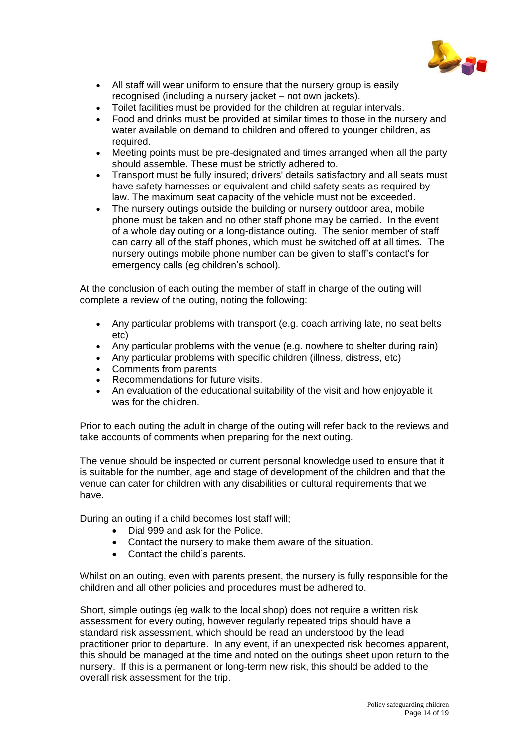- All staff will wear uniform to ensure that the nursery group is easily recognised (including a nursery jacket – not own jackets).
- Toilet facilities must be provided for the children at regular intervals.
- Food and drinks must be provided at similar times to those in the nursery and water available on demand to children and offered to younger children, as required.
- Meeting points must be pre-designated and times arranged when all the party should assemble. These must be strictly adhered to.
- Transport must be fully insured; drivers' details satisfactory and all seats must have safety harnesses or equivalent and child safety seats as required by law. The maximum seat capacity of the vehicle must not be exceeded.
- The nursery outings outside the building or nursery outdoor area, mobile phone must be taken and no other staff phone may be carried. In the event of a whole day outing or a long-distance outing. The senior member of staff can carry all of the staff phones, which must be switched off at all times. The nursery outings mobile phone number can be given to staff's contact's for emergency calls (eg children's school).

At the conclusion of each outing the member of staff in charge of the outing will complete a review of the outing, noting the following:

- Any particular problems with transport (e.g. coach arriving late, no seat belts etc)
- Any particular problems with the venue (e.g. nowhere to shelter during rain)
- Any particular problems with specific children (illness, distress, etc)
- Comments from parents
- Recommendations for future visits.
- An evaluation of the educational suitability of the visit and how enjoyable it was for the children.

Prior to each outing the adult in charge of the outing will refer back to the reviews and take accounts of comments when preparing for the next outing.

The venue should be inspected or current personal knowledge used to ensure that it is suitable for the number, age and stage of development of the children and that the venue can cater for children with any disabilities or cultural requirements that we have.

During an outing if a child becomes lost staff will;

- Dial 999 and ask for the Police.
- Contact the nursery to make them aware of the situation.
- Contact the child's parents.

Whilst on an outing, even with parents present, the nursery is fully responsible for the children and all other policies and procedures must be adhered to.

Short, simple outings (eg walk to the local shop) does not require a written risk assessment for every outing, however regularly repeated trips should have a standard risk assessment, which should be read an understood by the lead practitioner prior to departure. In any event, if an unexpected risk becomes apparent, this should be managed at the time and noted on the outings sheet upon return to the nursery. If this is a permanent or long-term new risk, this should be added to the overall risk assessment for the trip.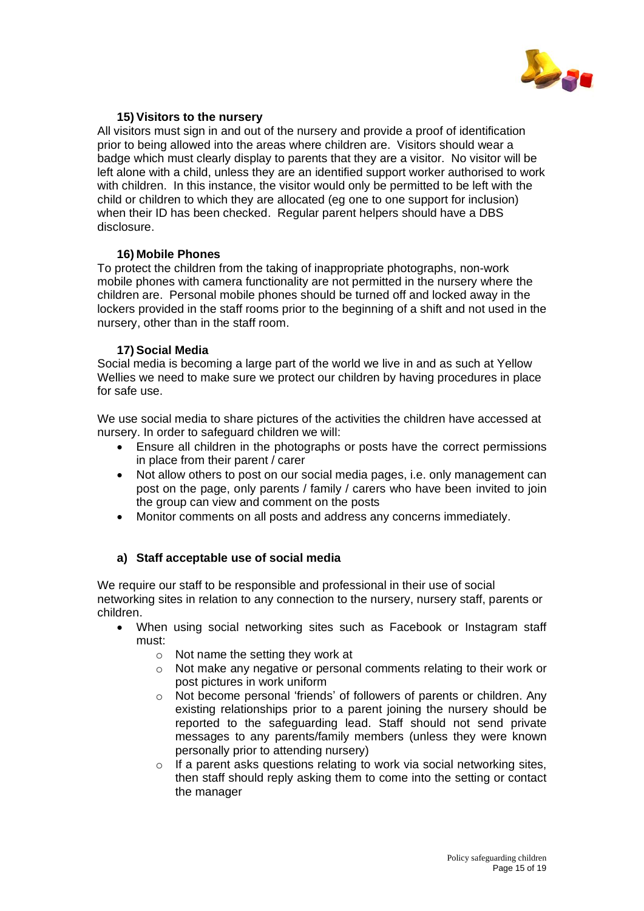### 15) Visitors to the nursery

All visitors must sign in and out of the nursery and provide a proof of identification prior to being allowed into the areas where children are. Visitors should wear a badge which must clearly display to parents that they are a visitor. No visitor will be left alone with a child, unless they are an identified support worker authorised to work with children. In this instance, the visitor would only be permitted to be left with the child or children to which they are allocated (eg one to one support for inclusion) when their ID has been checked. Regular parent helpers should have a DBS disclosure.

### 16) Mobile Phones

To protect the children from the taking of inappropriate photographs, non-work mobile phones with camera functionality are not permitted in the nursery where the children are. Personal mobile phones should be turned off and locked away in the lockers provided in the staff rooms prior to the beginning of a shift and not used in the nursery, other than in the staff room.

### 17) Social Media

Social media is becoming a large part of the world we live in and as such at Yellow Wellies we need to make sure we protect our children by having procedures in place for safe use.

We use social media to share pictures of the activities the children have accessed at nursery. In order to safeguard children we will:

- Ensure all children in the photographs or posts have the correct permissions in place from their parent / carer
- Not allow others to post on our social media pages, i.e. only management can post on the page, only parents / family / carers who have been invited to join the group can view and comment on the posts
- Monitor comments on all posts and address any concerns immediately.

#### a) Staff acceptable use of social media

We require our staff to be responsible and professional in their use of social networking sites in relation to any connection to the nursery, nursery staff, parents or children.

- When using social networking sites such as Facebook or Instagram staff must:
  - Not name the setting they work at
  - Not make any negative or personal comments relating to their work or post pictures in work uniform
  - Not become personal 'friends' of followers of parents or children. Any existing relationships prior to a parent joining the nursery should be reported to the safeguarding lead. Staff should not send private messages to any parents/family members (unless they were known personally prior to attending nursery)
  - If a parent asks questions relating to work via social networking sites, then staff should reply asking them to come into the setting or contact the manager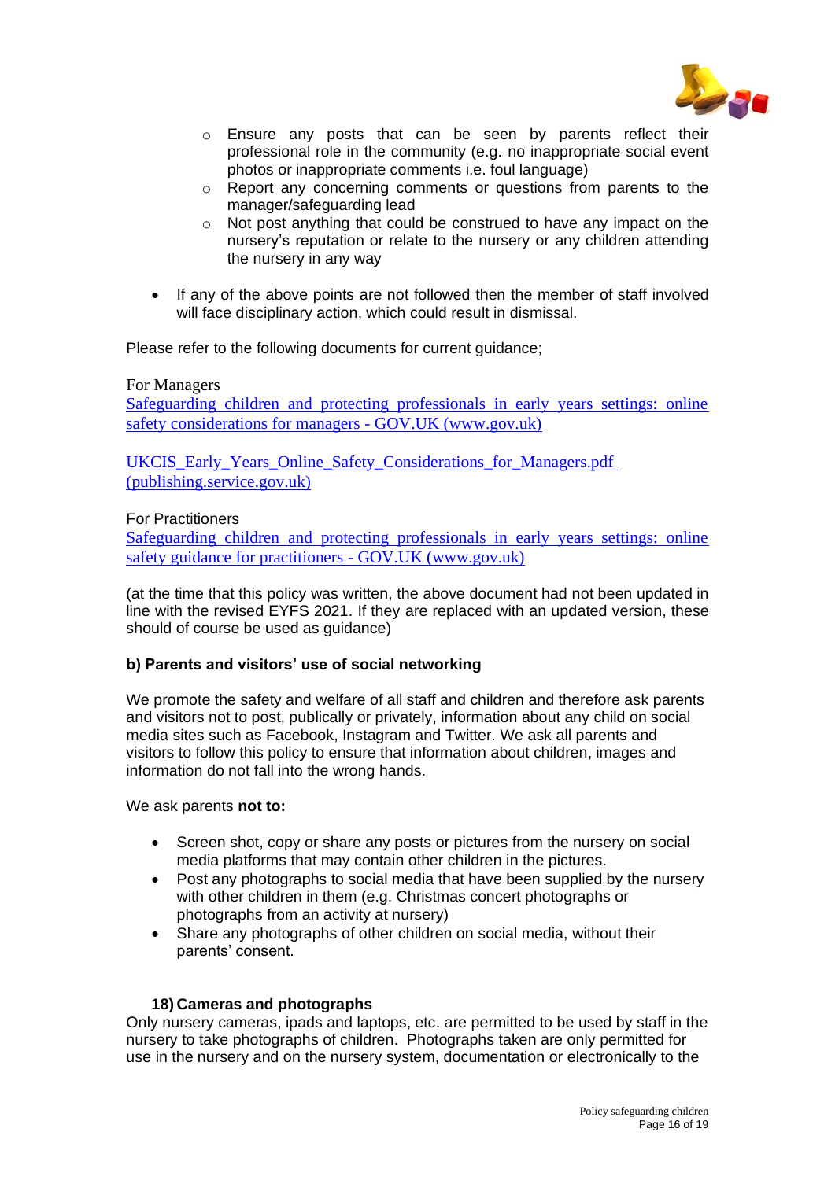- Ensure any posts that can be seen by parents reflect their professional role in the community (e.g. no inappropriate social event photos or inappropriate comments i.e. foul language)
    - Report any concerning comments or questions from parents to the manager/safeguarding lead
    - Not post anything that could be construed to have any impact on the nursery's reputation or relate to the nursery or any children attending the nursery in any way

- If any of the above points are not followed then the member of staff involved will face disciplinary action, which could result in dismissal.

Please refer to the following documents for current guidance;

For Managers
Safeguarding children and protecting professionals in early years settings: online safety considerations for managers - GOV.UK (www.gov.uk)

UKCIS_Early_Years_Online_Safety_Considerations_for_Managers.pdf (publishing.service.gov.uk)

For Practitioners
Safeguarding children and protecting professionals in early years settings: online safety guidance for practitioners - GOV.UK (www.gov.uk)

(at the time that this policy was written, the above document had not been updated in line with the revised EYFS 2021. If they are replaced with an updated version, these should of course be used as guidance)

**b) Parents and visitors' use of social networking**

We promote the safety and welfare of all staff and children and therefore ask parents and visitors not to post, publically or privately, information about any child on social media sites such as Facebook, Instagram and Twitter. We ask all parents and visitors to follow this policy to ensure that information about children, images and information do not fall into the wrong hands.

We ask parents **not to:**

- Screen shot, copy or share any posts or pictures from the nursery on social media platforms that may contain other children in the pictures.
- Post any photographs to social media that have been supplied by the nursery with other children in them (e.g. Christmas concert photographs or photographs from an activity at nursery)
- Share any photographs of other children on social media, without their parents' consent.

**18) Cameras and photographs**

Only nursery cameras, ipads and laptops, etc. are permitted to be used by staff in the nursery to take photographs of children. Photographs taken are only permitted for use in the nursery and on the nursery system, documentation or electronically to the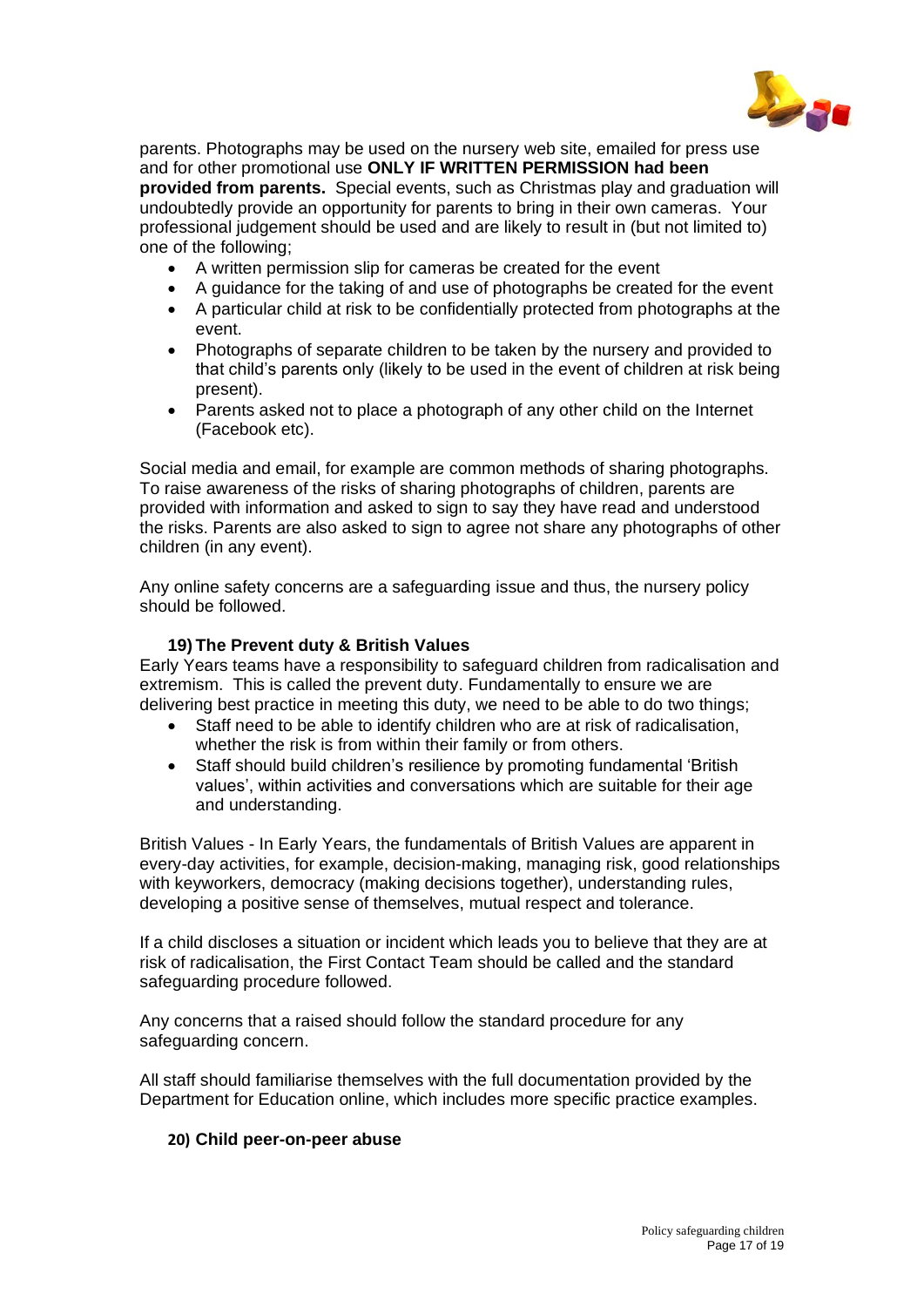parents. Photographs may be used on the nursery web site, emailed for press use and for other promotional use **ONLY IF WRITTEN PERMISSION had been provided from parents.** Special events, such as Christmas play and graduation will undoubtedly provide an opportunity for parents to bring in their own cameras. Your professional judgement should be used and are likely to result in (but not limited to) one of the following;

- A written permission slip for cameras be created for the event
- A guidance for the taking of and use of photographs be created for the event
- A particular child at risk to be confidentially protected from photographs at the event.
- Photographs of separate children to be taken by the nursery and provided to that child's parents only (likely to be used in the event of children at risk being present).
- Parents asked not to place a photograph of any other child on the Internet (Facebook etc).

Social media and email, for example are common methods of sharing photographs. To raise awareness of the risks of sharing photographs of children, parents are provided with information and asked to sign to say they have read and understood the risks. Parents are also asked to sign to agree not share any photographs of other children (in any event).

Any online safety concerns are a safeguarding issue and thus, the nursery policy should be followed.

### 19) The Prevent duty & British Values

Early Years teams have a responsibility to safeguard children from radicalisation and extremism. This is called the prevent duty. Fundamentally to ensure we are delivering best practice in meeting this duty, we need to be able to do two things;

- Staff need to be able to identify children who are at risk of radicalisation, whether the risk is from within their family or from others.
- Staff should build children's resilience by promoting fundamental 'British values', within activities and conversations which are suitable for their age and understanding.

British Values - In Early Years, the fundamentals of British Values are apparent in every-day activities, for example, decision-making, managing risk, good relationships with keyworkers, democracy (making decisions together), understanding rules, developing a positive sense of themselves, mutual respect and tolerance.

If a child discloses a situation or incident which leads you to believe that they are at risk of radicalisation, the First Contact Team should be called and the standard safeguarding procedure followed.

Any concerns that a raised should follow the standard procedure for any safeguarding concern.

All staff should familiarise themselves with the full documentation provided by the Department for Education online, which includes more specific practice examples.

### 20) Child peer-on-peer abuse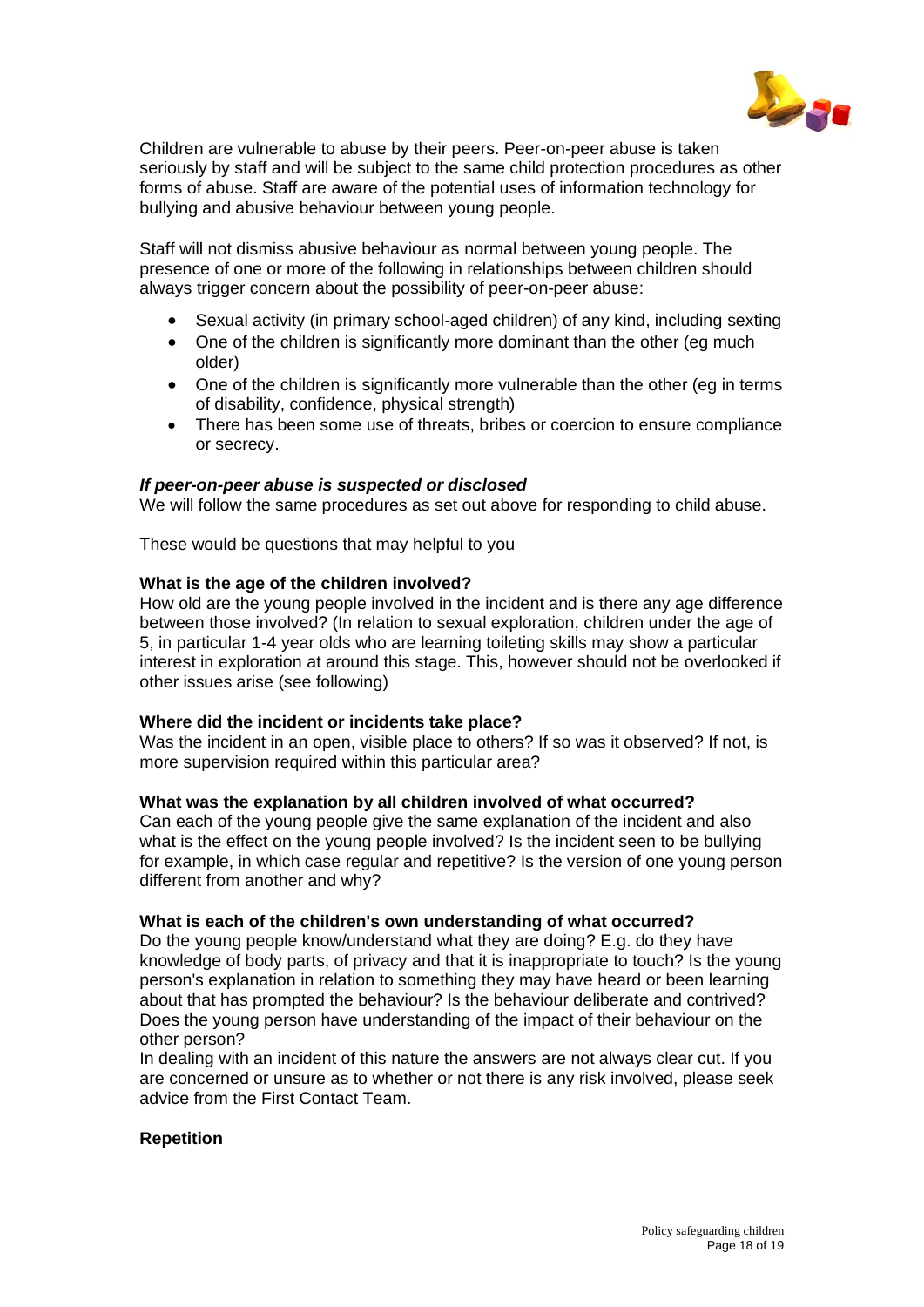Children are vulnerable to abuse by their peers. Peer-on-peer abuse is taken seriously by staff and will be subject to the same child protection procedures as other forms of abuse. Staff are aware of the potential uses of information technology for bullying and abusive behaviour between young people.

Staff will not dismiss abusive behaviour as normal between young people. The presence of one or more of the following in relationships between children should always trigger concern about the possibility of peer-on-peer abuse:

- Sexual activity (in primary school-aged children) of any kind, including sexting
- One of the children is significantly more dominant than the other (eg much older)
- One of the children is significantly more vulnerable than the other (eg in terms of disability, confidence, physical strength)
- There has been some use of threats, bribes or coercion to ensure compliance or secrecy.

***If peer-on-peer abuse is suspected or disclosed***

We will follow the same procedures as set out above for responding to child abuse.

These would be questions that may helpful to you

**What is the age of the children involved?**

How old are the young people involved in the incident and is there any age difference between those involved? (In relation to sexual exploration, children under the age of 5, in particular 1-4 year olds who are learning toileting skills may show a particular interest in exploration at around this stage. This, however should not be overlooked if other issues arise (see following)

**Where did the incident or incidents take place?**

Was the incident in an open, visible place to others? If so was it observed? If not, is more supervision required within this particular area?

**What was the explanation by all children involved of what occurred?**

Can each of the young people give the same explanation of the incident and also what is the effect on the young people involved? Is the incident seen to be bullying for example, in which case regular and repetitive? Is the version of one young person different from another and why?

**What is each of the children's own understanding of what occurred?**

Do the young people know/understand what they are doing? E.g. do they have knowledge of body parts, of privacy and that it is inappropriate to touch? Is the young person's explanation in relation to something they may have heard or been learning about that has prompted the behaviour? Is the behaviour deliberate and contrived? Does the young person have understanding of the impact of their behaviour on the other person?

In dealing with an incident of this nature the answers are not always clear cut. If you are concerned or unsure as to whether or not there is any risk involved, please seek advice from the First Contact Team.

**Repetition**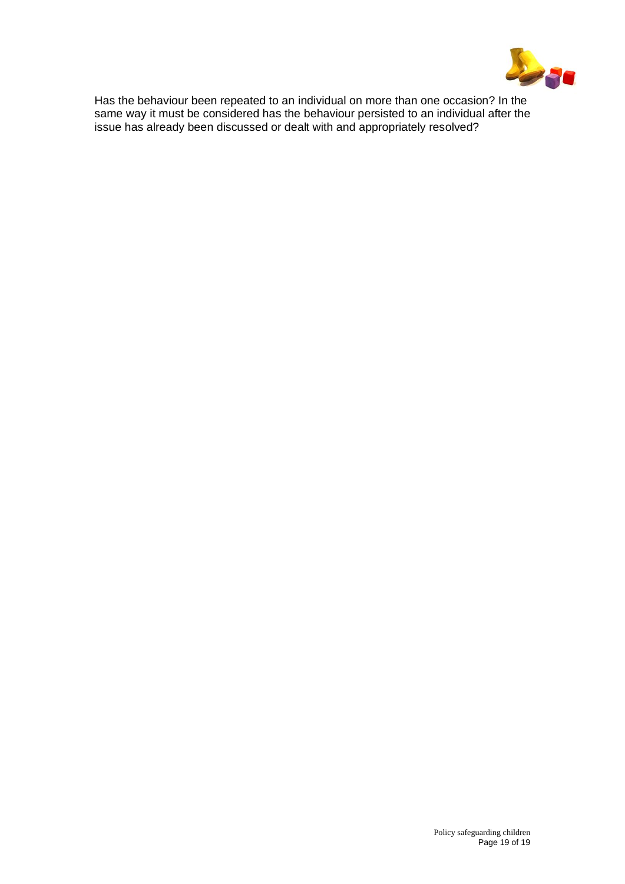Has the behaviour been repeated to an individual on more than one occasion? In the same way it must be considered has the behaviour persisted to an individual after the issue has already been discussed or dealt with and appropriately resolved?